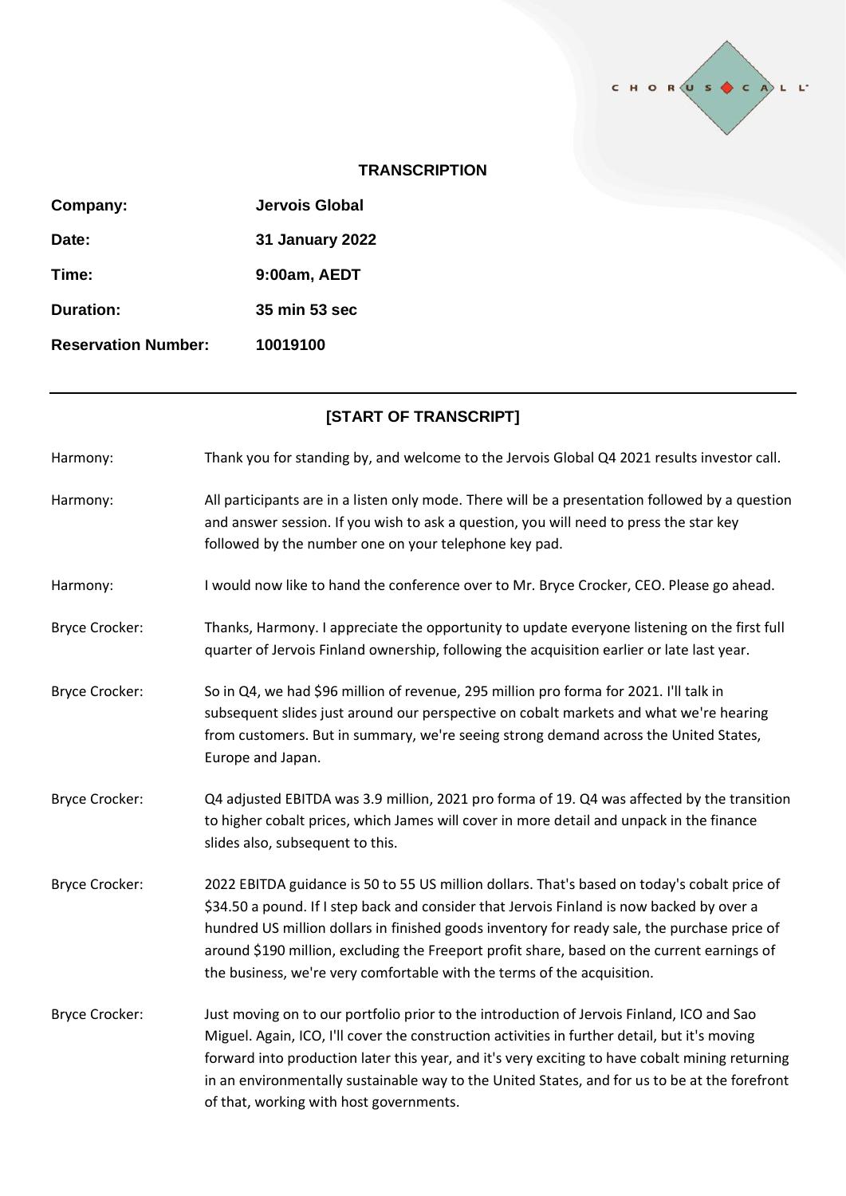**TRANSCRIPTION**

| | |
|---|---|
| **Company:** | **Jervois Global** |
| **Date:** | **31 January 2022** |
| **Time:** | **9:00am, AEDT** |
| **Duration:** | **35 min 53 sec** |
| **Reservation Number:** | **10019100** |

---

**[START OF TRANSCRIPT]**

Harmony: Thank you for standing by, and welcome to the Jervois Global Q4 2021 results investor call.

Harmony: All participants are in a listen only mode. There will be a presentation followed by a question and answer session. If you wish to ask a question, you will need to press the star key followed by the number one on your telephone key pad.

Harmony: I would now like to hand the conference over to Mr. Bryce Crocker, CEO. Please go ahead.

Bryce Crocker: Thanks, Harmony. I appreciate the opportunity to update everyone listening on the first full quarter of Jervois Finland ownership, following the acquisition earlier or late last year.

Bryce Crocker: So in Q4, we had $96 million of revenue, 295 million pro forma for 2021. I'll talk in subsequent slides just around our perspective on cobalt markets and what we're hearing from customers. But in summary, we're seeing strong demand across the United States, Europe and Japan.

Bryce Crocker: Q4 adjusted EBITDA was 3.9 million, 2021 pro forma of 19. Q4 was affected by the transition to higher cobalt prices, which James will cover in more detail and unpack in the finance slides also, subsequent to this.

Bryce Crocker: 2022 EBITDA guidance is 50 to 55 US million dollars. That's based on today's cobalt price of $34.50 a pound. If I step back and consider that Jervois Finland is now backed by over a hundred US million dollars in finished goods inventory for ready sale, the purchase price of around $190 million, excluding the Freeport profit share, based on the current earnings of the business, we're very comfortable with the terms of the acquisition.

Bryce Crocker: Just moving on to our portfolio prior to the introduction of Jervois Finland, ICO and Sao Miguel. Again, ICO, I'll cover the construction activities in further detail, but it's moving forward into production later this year, and it's very exciting to have cobalt mining returning in an environmentally sustainable way to the United States, and for us to be at the forefront of that, working with host governments.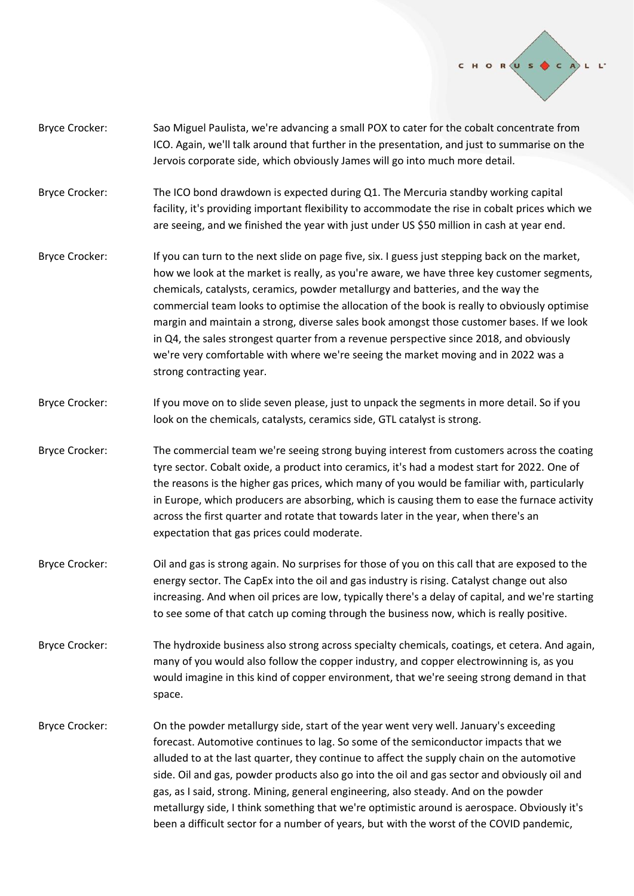Bryce Crocker: Sao Miguel Paulista, we're advancing a small POX to cater for the cobalt concentrate from ICO. Again, we'll talk around that further in the presentation, and just to summarise on the Jervois corporate side, which obviously James will go into much more detail.

Bryce Crocker: The ICO bond drawdown is expected during Q1. The Mercuria standby working capital facility, it's providing important flexibility to accommodate the rise in cobalt prices which we are seeing, and we finished the year with just under US $50 million in cash at year end.

Bryce Crocker: If you can turn to the next slide on page five, six. I guess just stepping back on the market, how we look at the market is really, as you're aware, we have three key customer segments, chemicals, catalysts, ceramics, powder metallurgy and batteries, and the way the commercial team looks to optimise the allocation of the book is really to obviously optimise margin and maintain a strong, diverse sales book amongst those customer bases. If we look in Q4, the sales strongest quarter from a revenue perspective since 2018, and obviously we're very comfortable with where we're seeing the market moving and in 2022 was a strong contracting year.

Bryce Crocker: If you move on to slide seven please, just to unpack the segments in more detail. So if you look on the chemicals, catalysts, ceramics side, GTL catalyst is strong.

Bryce Crocker: The commercial team we're seeing strong buying interest from customers across the coating tyre sector. Cobalt oxide, a product into ceramics, it's had a modest start for 2022. One of the reasons is the higher gas prices, which many of you would be familiar with, particularly in Europe, which producers are absorbing, which is causing them to ease the furnace activity across the first quarter and rotate that towards later in the year, when there's an expectation that gas prices could moderate.

Bryce Crocker: Oil and gas is strong again. No surprises for those of you on this call that are exposed to the energy sector. The CapEx into the oil and gas industry is rising. Catalyst change out also increasing. And when oil prices are low, typically there's a delay of capital, and we're starting to see some of that catch up coming through the business now, which is really positive.

Bryce Crocker: The hydroxide business also strong across specialty chemicals, coatings, et cetera. And again, many of you would also follow the copper industry, and copper electrowinning is, as you would imagine in this kind of copper environment, that we're seeing strong demand in that space.

Bryce Crocker: On the powder metallurgy side, start of the year went very well. January's exceeding forecast. Automotive continues to lag. So some of the semiconductor impacts that we alluded to at the last quarter, they continue to affect the supply chain on the automotive side. Oil and gas, powder products also go into the oil and gas sector and obviously oil and gas, as I said, strong. Mining, general engineering, also steady. And on the powder metallurgy side, I think something that we're optimistic around is aerospace. Obviously it's been a difficult sector for a number of years, but with the worst of the COVID pandemic,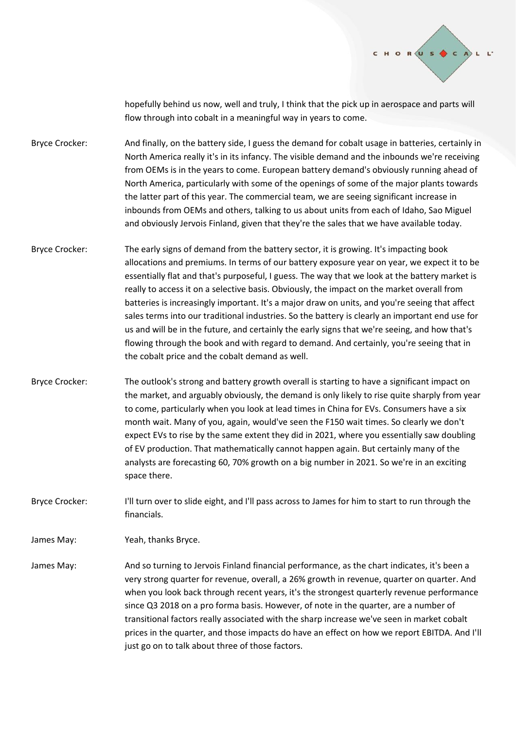hopefully behind us now, well and truly, I think that the pick up in aerospace and parts will flow through into cobalt in a meaningful way in years to come.

Bryce Crocker: And finally, on the battery side, I guess the demand for cobalt usage in batteries, certainly in North America really it's in its infancy. The visible demand and the inbounds we're receiving from OEMs is in the years to come. European battery demand's obviously running ahead of North America, particularly with some of the openings of some of the major plants towards the latter part of this year. The commercial team, we are seeing significant increase in inbounds from OEMs and others, talking to us about units from each of Idaho, Sao Miguel and obviously Jervois Finland, given that they're the sales that we have available today.

Bryce Crocker: The early signs of demand from the battery sector, it is growing. It's impacting book allocations and premiums. In terms of our battery exposure year on year, we expect it to be essentially flat and that's purposeful, I guess. The way that we look at the battery market is really to access it on a selective basis. Obviously, the impact on the market overall from batteries is increasingly important. It's a major draw on units, and you're seeing that affect sales terms into our traditional industries. So the battery is clearly an important end use for us and will be in the future, and certainly the early signs that we're seeing, and how that's flowing through the book and with regard to demand. And certainly, you're seeing that in the cobalt price and the cobalt demand as well.

Bryce Crocker: The outlook's strong and battery growth overall is starting to have a significant impact on the market, and arguably obviously, the demand is only likely to rise quite sharply from year to come, particularly when you look at lead times in China for EVs. Consumers have a six month wait. Many of you, again, would've seen the F150 wait times. So clearly we don't expect EVs to rise by the same extent they did in 2021, where you essentially saw doubling of EV production. That mathematically cannot happen again. But certainly many of the analysts are forecasting 60, 70% growth on a big number in 2021. So we're in an exciting space there.

Bryce Crocker: I'll turn over to slide eight, and I'll pass across to James for him to start to run through the financials.

James May: Yeah, thanks Bryce.

James May: And so turning to Jervois Finland financial performance, as the chart indicates, it's been a very strong quarter for revenue, overall, a 26% growth in revenue, quarter on quarter. And when you look back through recent years, it's the strongest quarterly revenue performance since Q3 2018 on a pro forma basis. However, of note in the quarter, are a number of transitional factors really associated with the sharp increase we've seen in market cobalt prices in the quarter, and those impacts do have an effect on how we report EBITDA. And I'll just go on to talk about three of those factors.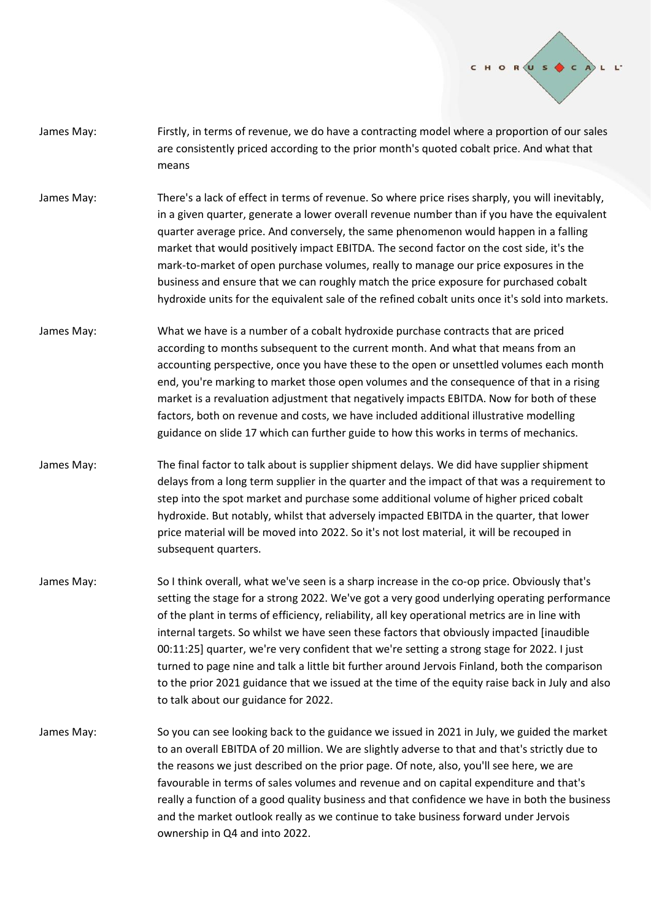James May: Firstly, in terms of revenue, we do have a contracting model where a proportion of our sales are consistently priced according to the prior month's quoted cobalt price. And what that means

James May: There's a lack of effect in terms of revenue. So where price rises sharply, you will inevitably, in a given quarter, generate a lower overall revenue number than if you have the equivalent quarter average price. And conversely, the same phenomenon would happen in a falling market that would positively impact EBITDA. The second factor on the cost side, it's the mark-to-market of open purchase volumes, really to manage our price exposures in the business and ensure that we can roughly match the price exposure for purchased cobalt hydroxide units for the equivalent sale of the refined cobalt units once it's sold into markets.

James May: What we have is a number of a cobalt hydroxide purchase contracts that are priced according to months subsequent to the current month. And what that means from an accounting perspective, once you have these to the open or unsettled volumes each month end, you're marking to market those open volumes and the consequence of that in a rising market is a revaluation adjustment that negatively impacts EBITDA. Now for both of these factors, both on revenue and costs, we have included additional illustrative modelling guidance on slide 17 which can further guide to how this works in terms of mechanics.

James May: The final factor to talk about is supplier shipment delays. We did have supplier shipment delays from a long term supplier in the quarter and the impact of that was a requirement to step into the spot market and purchase some additional volume of higher priced cobalt hydroxide. But notably, whilst that adversely impacted EBITDA in the quarter, that lower price material will be moved into 2022. So it's not lost material, it will be recouped in subsequent quarters.

James May: So I think overall, what we've seen is a sharp increase in the co-op price. Obviously that's setting the stage for a strong 2022. We've got a very good underlying operating performance of the plant in terms of efficiency, reliability, all key operational metrics are in line with internal targets. So whilst we have seen these factors that obviously impacted [inaudible 00:11:25] quarter, we're very confident that we're setting a strong stage for 2022. I just turned to page nine and talk a little bit further around Jervois Finland, both the comparison to the prior 2021 guidance that we issued at the time of the equity raise back in July and also to talk about our guidance for 2022.

James May: So you can see looking back to the guidance we issued in 2021 in July, we guided the market to an overall EBITDA of 20 million. We are slightly adverse to that and that's strictly due to the reasons we just described on the prior page. Of note, also, you'll see here, we are favourable in terms of sales volumes and revenue and on capital expenditure and that's really a function of a good quality business and that confidence we have in both the business and the market outlook really as we continue to take business forward under Jervois ownership in Q4 and into 2022.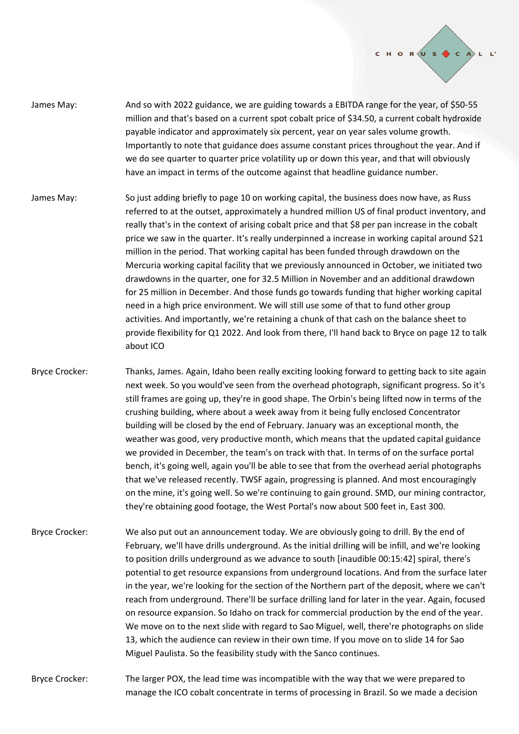James May: And so with 2022 guidance, we are guiding towards a EBITDA range for the year, of $50-55 million and that's based on a current spot cobalt price of $34.50, a current cobalt hydroxide payable indicator and approximately six percent, year on year sales volume growth. Importantly to note that guidance does assume constant prices throughout the year. And if we do see quarter to quarter price volatility up or down this year, and that will obviously have an impact in terms of the outcome against that headline guidance number.

James May: So just adding briefly to page 10 on working capital, the business does now have, as Russ referred to at the outset, approximately a hundred million US of final product inventory, and really that's in the context of arising cobalt price and that $8 per pan increase in the cobalt price we saw in the quarter. It's really underpinned a increase in working capital around $21 million in the period. That working capital has been funded through drawdown on the Mercuria working capital facility that we previously announced in October, we initiated two drawdowns in the quarter, one for 32.5 Million in November and an additional drawdown for 25 million in December. And those funds go towards funding that higher working capital need in a high price environment. We will still use some of that to fund other group activities. And importantly, we're retaining a chunk of that cash on the balance sheet to provide flexibility for Q1 2022. And look from there, I'll hand back to Bryce on page 12 to talk about ICO

Bryce Crocker: Thanks, James. Again, Idaho been really exciting looking forward to getting back to site again next week. So you would've seen from the overhead photograph, significant progress. So it's still frames are going up, they're in good shape. The Orbin's being lifted now in terms of the crushing building, where about a week away from it being fully enclosed Concentrator building will be closed by the end of February. January was an exceptional month, the weather was good, very productive month, which means that the updated capital guidance we provided in December, the team's on track with that. In terms of on the surface portal bench, it's going well, again you'll be able to see that from the overhead aerial photographs that we've released recently. TWSF again, progressing is planned. And most encouragingly on the mine, it's going well. So we're continuing to gain ground. SMD, our mining contractor, they're obtaining good footage, the West Portal's now about 500 feet in, East 300.

Bryce Crocker: We also put out an announcement today. We are obviously going to drill. By the end of February, we'll have drills underground. As the initial drilling will be infill, and we're looking to position drills underground as we advance to south [inaudible 00:15:42] spiral, there's potential to get resource expansions from underground locations. And from the surface later in the year, we're looking for the section of the Northern part of the deposit, where we can't reach from underground. There'll be surface drilling land for later in the year. Again, focused on resource expansion. So Idaho on track for commercial production by the end of the year. We move on to the next slide with regard to Sao Miguel, well, there're photographs on slide 13, which the audience can review in their own time. If you move on to slide 14 for Sao Miguel Paulista. So the feasibility study with the Sanco continues.

Bryce Crocker: The larger POX, the lead time was incompatible with the way that we were prepared to manage the ICO cobalt concentrate in terms of processing in Brazil. So we made a decision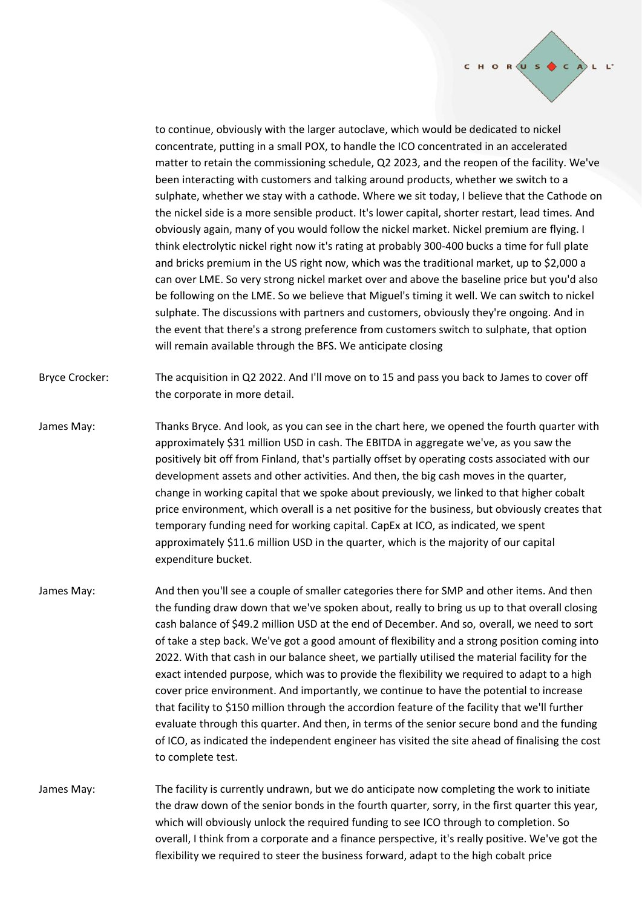to continue, obviously with the larger autoclave, which would be dedicated to nickel concentrate, putting in a small POX, to handle the ICO concentrated in an accelerated matter to retain the commissioning schedule, Q2 2023, and the reopen of the facility. We've been interacting with customers and talking around products, whether we switch to a sulphate, whether we stay with a cathode. Where we sit today, I believe that the Cathode on the nickel side is a more sensible product. It's lower capital, shorter restart, lead times. And obviously again, many of you would follow the nickel market. Nickel premium are flying. I think electrolytic nickel right now it's rating at probably 300-400 bucks a time for full plate and bricks premium in the US right now, which was the traditional market, up to $2,000 a can over LME. So very strong nickel market over and above the baseline price but you'd also be following on the LME. So we believe that Miguel's timing it well. We can switch to nickel sulphate. The discussions with partners and customers, obviously they're ongoing. And in the event that there's a strong preference from customers switch to sulphate, that option will remain available through the BFS. We anticipate closing

Bryce Crocker: The acquisition in Q2 2022. And I'll move on to 15 and pass you back to James to cover off the corporate in more detail.

James May: Thanks Bryce. And look, as you can see in the chart here, we opened the fourth quarter with approximately $31 million USD in cash. The EBITDA in aggregate we've, as you saw the positively bit off from Finland, that's partially offset by operating costs associated with our development assets and other activities. And then, the big cash moves in the quarter, change in working capital that we spoke about previously, we linked to that higher cobalt price environment, which overall is a net positive for the business, but obviously creates that temporary funding need for working capital. CapEx at ICO, as indicated, we spent approximately $11.6 million USD in the quarter, which is the majority of our capital expenditure bucket.

James May: And then you'll see a couple of smaller categories there for SMP and other items. And then the funding draw down that we've spoken about, really to bring us up to that overall closing cash balance of $49.2 million USD at the end of December. And so, overall, we need to sort of take a step back. We've got a good amount of flexibility and a strong position coming into 2022. With that cash in our balance sheet, we partially utilised the material facility for the exact intended purpose, which was to provide the flexibility we required to adapt to a high cover price environment. And importantly, we continue to have the potential to increase that facility to $150 million through the accordion feature of the facility that we'll further evaluate through this quarter. And then, in terms of the senior secure bond and the funding of ICO, as indicated the independent engineer has visited the site ahead of finalising the cost to complete test.

James May: The facility is currently undrawn, but we do anticipate now completing the work to initiate the draw down of the senior bonds in the fourth quarter, sorry, in the first quarter this year, which will obviously unlock the required funding to see ICO through to completion. So overall, I think from a corporate and a finance perspective, it's really positive. We've got the flexibility we required to steer the business forward, adapt to the high cobalt price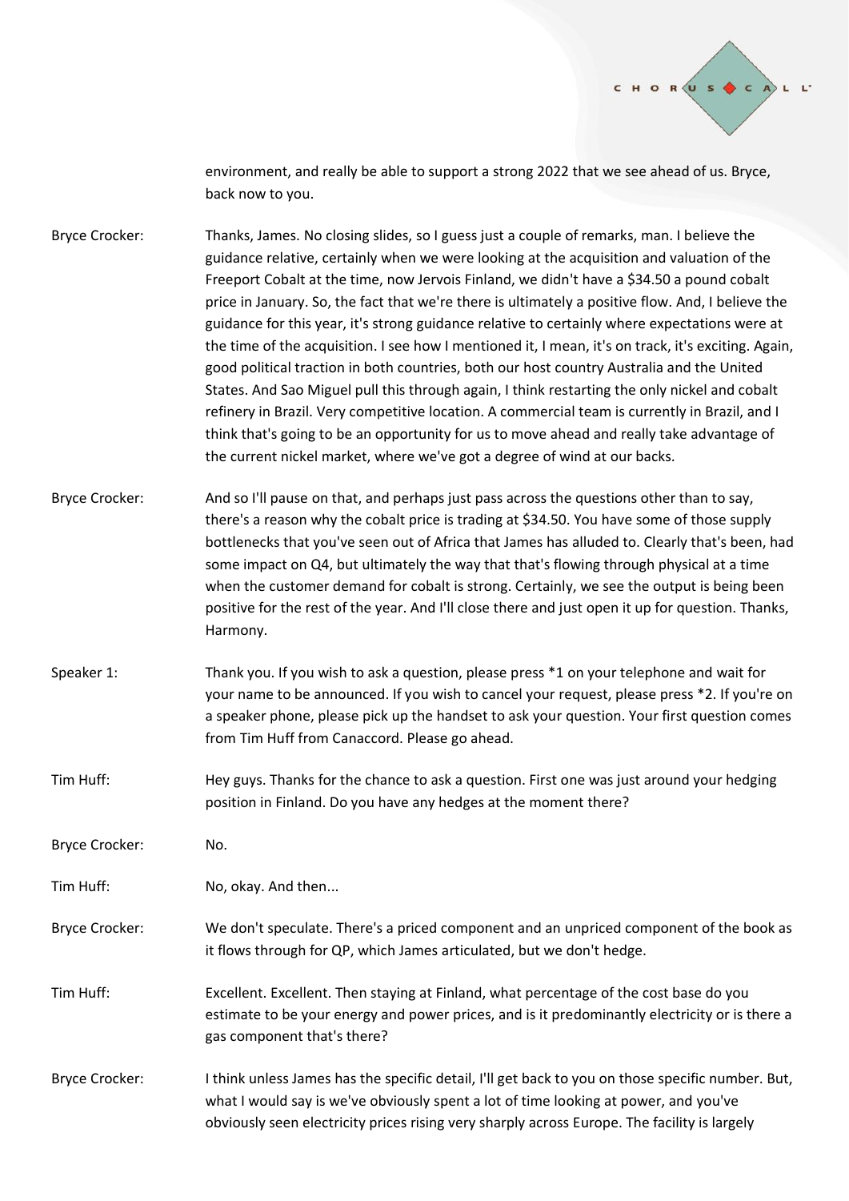environment, and really be able to support a strong 2022 that we see ahead of us. Bryce, back now to you.

Bryce Crocker: Thanks, James. No closing slides, so I guess just a couple of remarks, man. I believe the guidance relative, certainly when we were looking at the acquisition and valuation of the Freeport Cobalt at the time, now Jervois Finland, we didn't have a $34.50 a pound cobalt price in January. So, the fact that we're there is ultimately a positive flow. And, I believe the guidance for this year, it's strong guidance relative to certainly where expectations were at the time of the acquisition. I see how I mentioned it, I mean, it's on track, it's exciting. Again, good political traction in both countries, both our host country Australia and the United States. And Sao Miguel pull this through again, I think restarting the only nickel and cobalt refinery in Brazil. Very competitive location. A commercial team is currently in Brazil, and I think that's going to be an opportunity for us to move ahead and really take advantage of the current nickel market, where we've got a degree of wind at our backs.

Bryce Crocker: And so I'll pause on that, and perhaps just pass across the questions other than to say, there's a reason why the cobalt price is trading at $34.50. You have some of those supply bottlenecks that you've seen out of Africa that James has alluded to. Clearly that's been, had some impact on Q4, but ultimately the way that that's flowing through physical at a time when the customer demand for cobalt is strong. Certainly, we see the output is being been positive for the rest of the year. And I'll close there and just open it up for question. Thanks, Harmony.

Speaker 1: Thank you. If you wish to ask a question, please press *1 on your telephone and wait for your name to be announced. If you wish to cancel your request, please press *2. If you're on a speaker phone, please pick up the handset to ask your question. Your first question comes from Tim Huff from Canaccord. Please go ahead.

Tim Huff: Hey guys. Thanks for the chance to ask a question. First one was just around your hedging position in Finland. Do you have any hedges at the moment there?

Bryce Crocker: No.

Tim Huff: No, okay. And then...

Bryce Crocker: We don't speculate. There's a priced component and an unpriced component of the book as it flows through for QP, which James articulated, but we don't hedge.

Tim Huff: Excellent. Excellent. Then staying at Finland, what percentage of the cost base do you estimate to be your energy and power prices, and is it predominantly electricity or is there a gas component that's there?

Bryce Crocker: I think unless James has the specific detail, I'll get back to you on those specific number. But, what I would say is we've obviously spent a lot of time looking at power, and you've obviously seen electricity prices rising very sharply across Europe. The facility is largely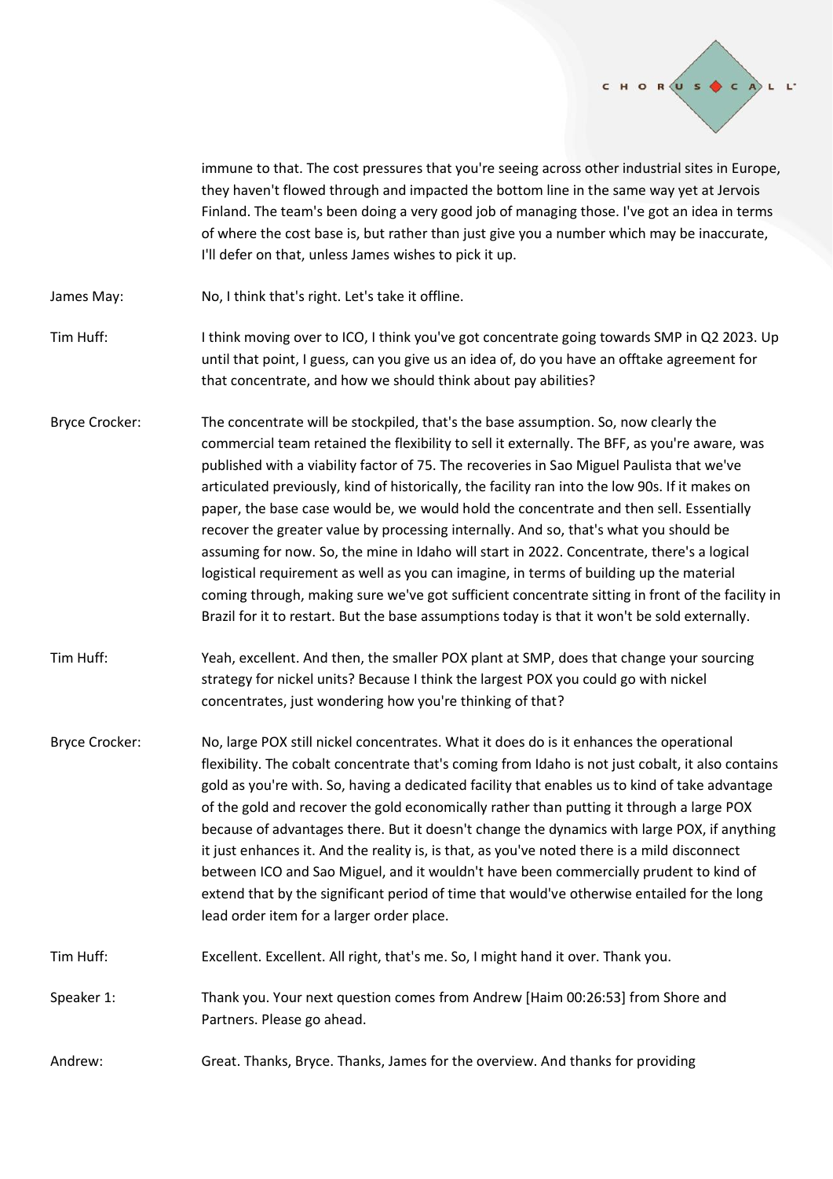immune to that. The cost pressures that you're seeing across other industrial sites in Europe, they haven't flowed through and impacted the bottom line in the same way yet at Jervois Finland. The team's been doing a very good job of managing those. I've got an idea in terms of where the cost base is, but rather than just give you a number which may be inaccurate, I'll defer on that, unless James wishes to pick it up.

James May: No, I think that's right. Let's take it offline.

Tim Huff: I think moving over to ICO, I think you've got concentrate going towards SMP in Q2 2023. Up until that point, I guess, can you give us an idea of, do you have an offtake agreement for that concentrate, and how we should think about pay abilities?

Bryce Crocker: The concentrate will be stockpiled, that's the base assumption. So, now clearly the commercial team retained the flexibility to sell it externally. The BFF, as you're aware, was published with a viability factor of 75. The recoveries in Sao Miguel Paulista that we've articulated previously, kind of historically, the facility ran into the low 90s. If it makes on paper, the base case would be, we would hold the concentrate and then sell. Essentially recover the greater value by processing internally. And so, that's what you should be assuming for now. So, the mine in Idaho will start in 2022. Concentrate, there's a logical logistical requirement as well as you can imagine, in terms of building up the material coming through, making sure we've got sufficient concentrate sitting in front of the facility in Brazil for it to restart. But the base assumptions today is that it won't be sold externally.

Tim Huff: Yeah, excellent. And then, the smaller POX plant at SMP, does that change your sourcing strategy for nickel units? Because I think the largest POX you could go with nickel concentrates, just wondering how you're thinking of that?

Bryce Crocker: No, large POX still nickel concentrates. What it does do is it enhances the operational flexibility. The cobalt concentrate that's coming from Idaho is not just cobalt, it also contains gold as you're with. So, having a dedicated facility that enables us to kind of take advantage of the gold and recover the gold economically rather than putting it through a large POX because of advantages there. But it doesn't change the dynamics with large POX, if anything it just enhances it. And the reality is, is that, as you've noted there is a mild disconnect between ICO and Sao Miguel, and it wouldn't have been commercially prudent to kind of extend that by the significant period of time that would've otherwise entailed for the long lead order item for a larger order place.

Tim Huff: Excellent. Excellent. All right, that's me. So, I might hand it over. Thank you.

Speaker 1: Thank you. Your next question comes from Andrew [Haim 00:26:53] from Shore and Partners. Please go ahead.

Andrew: Great. Thanks, Bryce. Thanks, James for the overview. And thanks for providing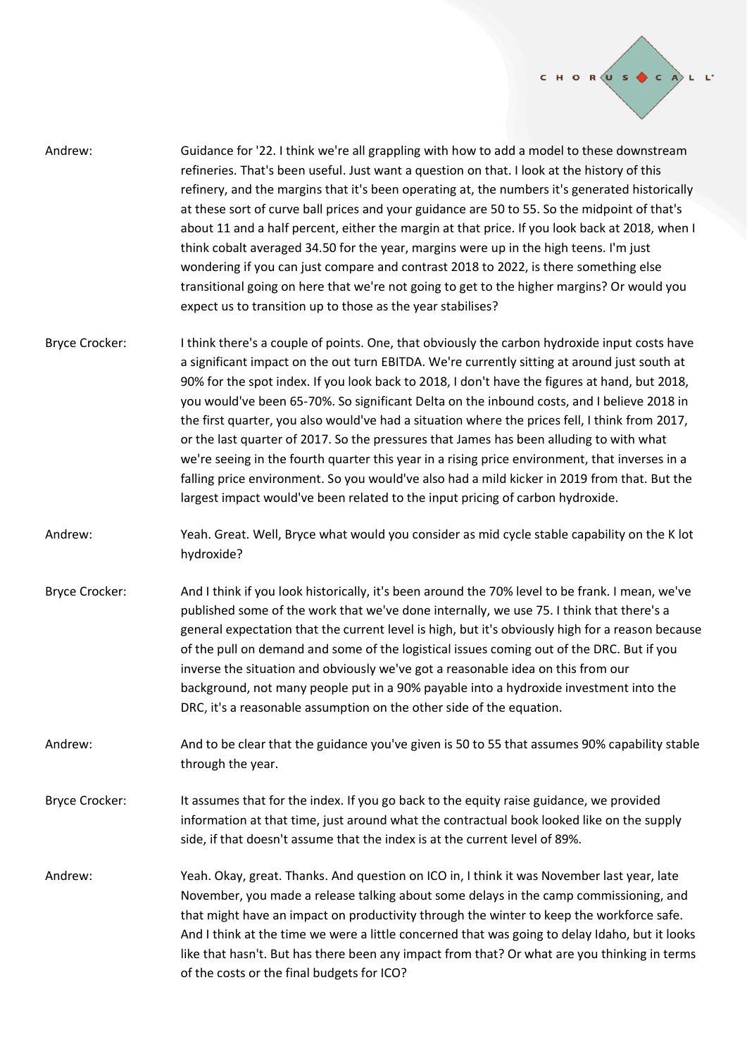Andrew: Guidance for '22. I think we're all grappling with how to add a model to these downstream refineries. That's been useful. Just want a question on that. I look at the history of this refinery, and the margins that it's been operating at, the numbers it's generated historically at these sort of curve ball prices and your guidance are 50 to 55. So the midpoint of that's about 11 and a half percent, either the margin at that price. If you look back at 2018, when I think cobalt averaged 34.50 for the year, margins were up in the high teens. I'm just wondering if you can just compare and contrast 2018 to 2022, is there something else transitional going on here that we're not going to get to the higher margins? Or would you expect us to transition up to those as the year stabilises?

Bryce Crocker: I think there's a couple of points. One, that obviously the carbon hydroxide input costs have a significant impact on the out turn EBITDA. We're currently sitting at around just south at 90% for the spot index. If you look back to 2018, I don't have the figures at hand, but 2018, you would've been 65-70%. So significant Delta on the inbound costs, and I believe 2018 in the first quarter, you also would've had a situation where the prices fell, I think from 2017, or the last quarter of 2017. So the pressures that James has been alluding to with what we're seeing in the fourth quarter this year in a rising price environment, that inverses in a falling price environment. So you would've also had a mild kicker in 2019 from that. But the largest impact would've been related to the input pricing of carbon hydroxide.

Andrew: Yeah. Great. Well, Bryce what would you consider as mid cycle stable capability on the K lot hydroxide?

Bryce Crocker: And I think if you look historically, it's been around the 70% level to be frank. I mean, we've published some of the work that we've done internally, we use 75. I think that there's a general expectation that the current level is high, but it's obviously high for a reason because of the pull on demand and some of the logistical issues coming out of the DRC. But if you inverse the situation and obviously we've got a reasonable idea on this from our background, not many people put in a 90% payable into a hydroxide investment into the DRC, it's a reasonable assumption on the other side of the equation.

Andrew: And to be clear that the guidance you've given is 50 to 55 that assumes 90% capability stable through the year.

Bryce Crocker: It assumes that for the index. If you go back to the equity raise guidance, we provided information at that time, just around what the contractual book looked like on the supply side, if that doesn't assume that the index is at the current level of 89%.

Andrew: Yeah. Okay, great. Thanks. And question on ICO in, I think it was November last year, late November, you made a release talking about some delays in the camp commissioning, and that might have an impact on productivity through the winter to keep the workforce safe. And I think at the time we were a little concerned that was going to delay Idaho, but it looks like that hasn't. But has there been any impact from that? Or what are you thinking in terms of the costs or the final budgets for ICO?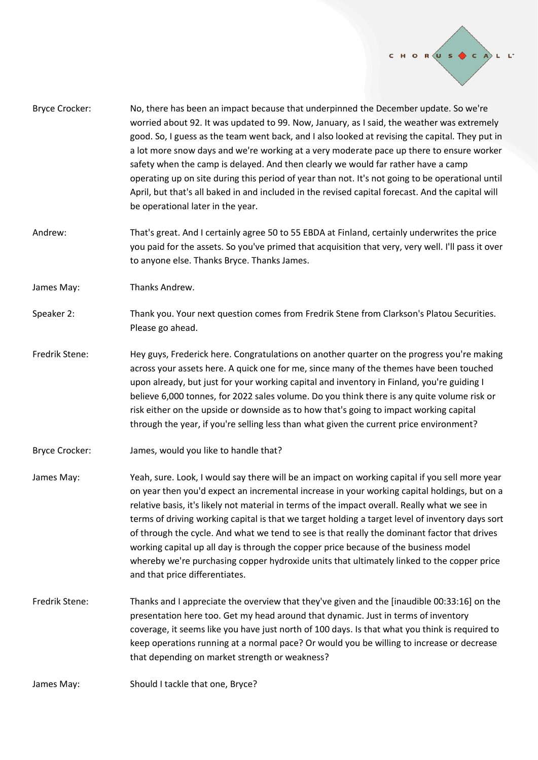Bryce Crocker: No, there has been an impact because that underpinned the December update. So we're worried about 92. It was updated to 99. Now, January, as I said, the weather was extremely good. So, I guess as the team went back, and I also looked at revising the capital. They put in a lot more snow days and we're working at a very moderate pace up there to ensure worker safety when the camp is delayed. And then clearly we would far rather have a camp operating up on site during this period of year than not. It's not going to be operational until April, but that's all baked in and included in the revised capital forecast. And the capital will be operational later in the year.

Andrew: That's great. And I certainly agree 50 to 55 EBDA at Finland, certainly underwrites the price you paid for the assets. So you've primed that acquisition that very, very well. I'll pass it over to anyone else. Thanks Bryce. Thanks James.

James May: Thanks Andrew.

Speaker 2: Thank you. Your next question comes from Fredrik Stene from Clarkson's Platou Securities. Please go ahead.

Fredrik Stene: Hey guys, Frederick here. Congratulations on another quarter on the progress you're making across your assets here. A quick one for me, since many of the themes have been touched upon already, but just for your working capital and inventory in Finland, you're guiding I believe 6,000 tonnes, for 2022 sales volume. Do you think there is any quite volume risk or risk either on the upside or downside as to how that's going to impact working capital through the year, if you're selling less than what given the current price environment?

Bryce Crocker: James, would you like to handle that?

James May: Yeah, sure. Look, I would say there will be an impact on working capital if you sell more year on year then you'd expect an incremental increase in your working capital holdings, but on a relative basis, it's likely not material in terms of the impact overall. Really what we see in terms of driving working capital is that we target holding a target level of inventory days sort of through the cycle. And what we tend to see is that really the dominant factor that drives working capital up all day is through the copper price because of the business model whereby we're purchasing copper hydroxide units that ultimately linked to the copper price and that price differentiates.

Fredrik Stene: Thanks and I appreciate the overview that they've given and the [inaudible 00:33:16] on the presentation here too. Get my head around that dynamic. Just in terms of inventory coverage, it seems like you have just north of 100 days. Is that what you think is required to keep operations running at a normal pace? Or would you be willing to increase or decrease that depending on market strength or weakness?

James May: Should I tackle that one, Bryce?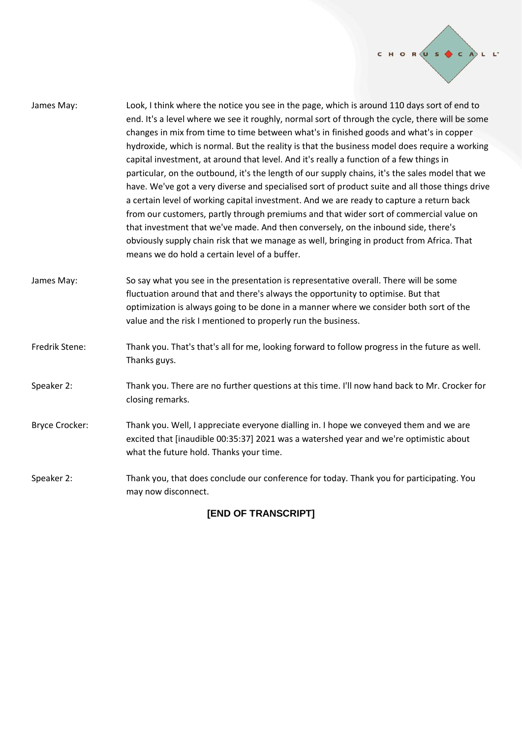James May: Look, I think where the notice you see in the page, which is around 110 days sort of end to end. It's a level where we see it roughly, normal sort of through the cycle, there will be some changes in mix from time to time between what's in finished goods and what's in copper hydroxide, which is normal. But the reality is that the business model does require a working capital investment, at around that level. And it's really a function of a few things in particular, on the outbound, it's the length of our supply chains, it's the sales model that we have. We've got a very diverse and specialised sort of product suite and all those things drive a certain level of working capital investment. And we are ready to capture a return back from our customers, partly through premiums and that wider sort of commercial value on that investment that we've made. And then conversely, on the inbound side, there's obviously supply chain risk that we manage as well, bringing in product from Africa. That means we do hold a certain level of a buffer.

James May: So say what you see in the presentation is representative overall. There will be some fluctuation around that and there's always the opportunity to optimise. But that optimization is always going to be done in a manner where we consider both sort of the value and the risk I mentioned to properly run the business.

Fredrik Stene: Thank you. That's that's all for me, looking forward to follow progress in the future as well. Thanks guys.

Speaker 2: Thank you. There are no further questions at this time. I'll now hand back to Mr. Crocker for closing remarks.

Bryce Crocker: Thank you. Well, I appreciate everyone dialling in. I hope we conveyed them and we are excited that [inaudible 00:35:37] 2021 was a watershed year and we're optimistic about what the future hold. Thanks your time.

Speaker 2: Thank you, that does conclude our conference for today. Thank you for participating. You may now disconnect.

**[END OF TRANSCRIPT]**